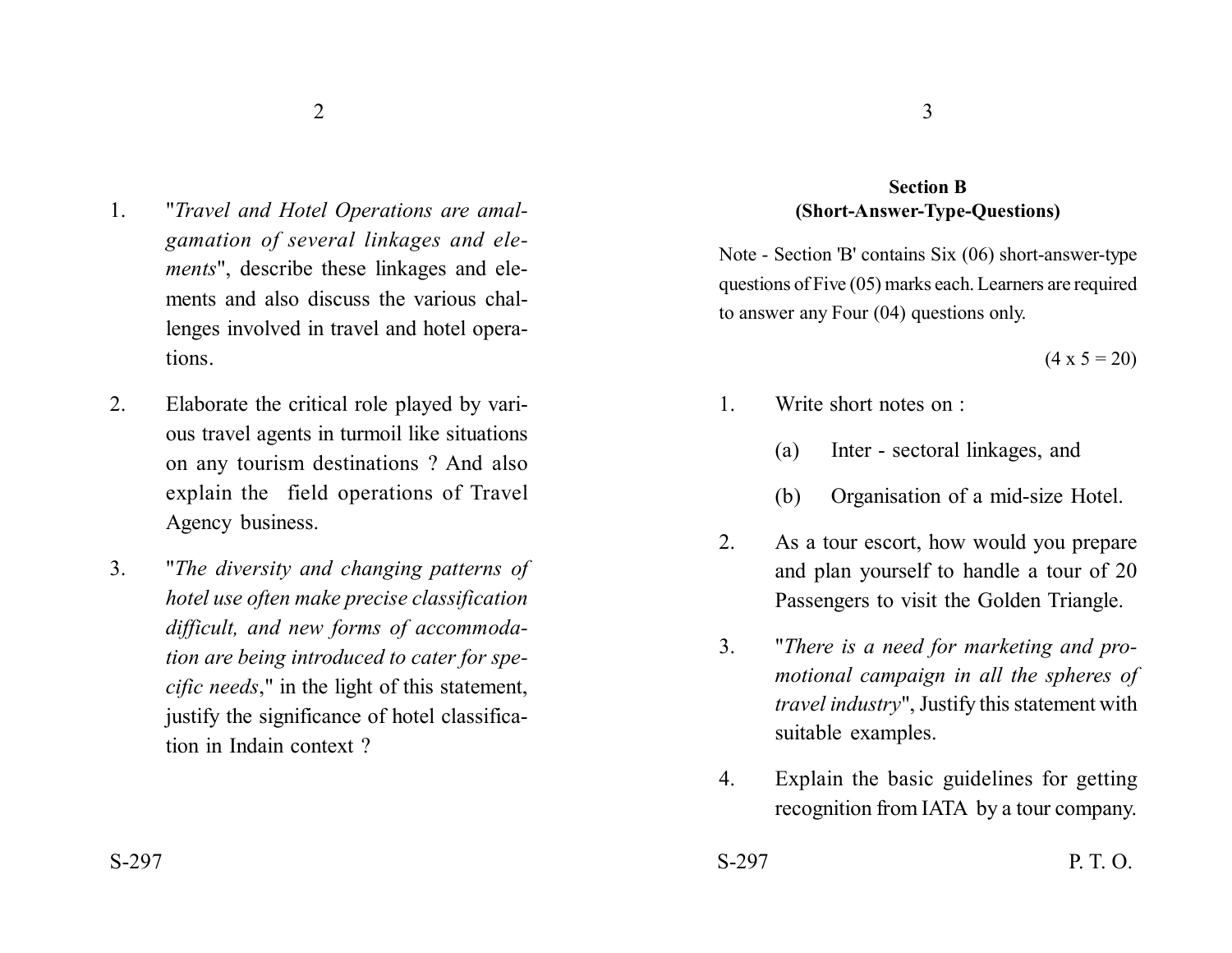1. "*Travel and Hotel Operations are amalgamation of several linkages and elements*", describe these linkages and elements and also discuss the various challenges involved in travel and hotel operations.

2. Elaborate the critical role played by various travel agents in turmoil like situations on any tourism destinations ? And also explain the field operations of Travel Agency business.

3. "*The diversity and changing patterns of hotel use often make precise classification difficult, and new forms of accommodation are being introduced to cater for specific needs*," in the light of this statement, justify the significance of hotel classification in Indain context ?

## Section B
### (Short-Answer-Type-Questions)

Note - Section 'B' contains Six (06) short-answer-type questions of Five (05) marks each. Learners are required to answer any Four (04) questions only.

(4 x 5 = 20)

1. Write short notes on :
   - (a) Inter - sectoral linkages, and
   - (b) Organisation of a mid-size Hotel.

2. As a tour escort, how would you prepare and plan yourself to handle a tour of 20 Passengers to visit the Golden Triangle.

3. "*There is a need for marketing and promotional campaign in all the spheres of travel industry*", Justify this statement with suitable examples.

4. Explain the basic guidelines for getting recognition from IATA by a tour company.

S-297

P. T. O.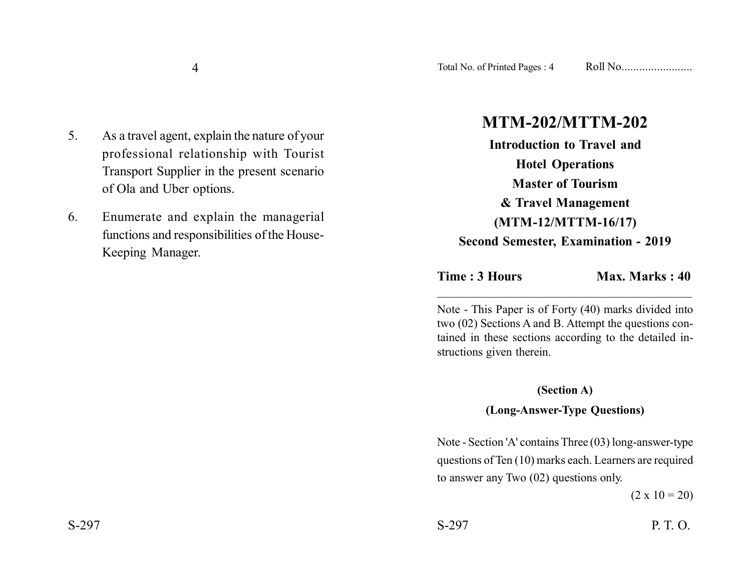5. As a travel agent, explain the nature of your professional relationship with Tourist Transport Supplier in the present scenario of Ola and Uber options.

6. Enumerate and explain the managerial functions and responsibilities of the House-Keeping Manager.

Total No. of Printed Pages : 4 Roll No.......................

# MTM-202/MTTM-202

## Introduction to Travel and Hotel Operations

## Master of Tourism & Travel Management

## (MTM-12/MTTM-16/17)

## Second Semester, Examination - 2019

**Time : 3 Hours** **Max. Marks : 40**

Note - This Paper is of Forty (40) marks divided into two (02) Sections A and B. Attempt the questions contained in these sections according to the detailed instructions given therein.

### (Section A)

### (Long-Answer-Type Questions)

Note - Section 'A' contains Three (03) long-answer-type questions of Ten (10) marks each. Learners are required to answer any Two (02) questions only.

(2 x 10 = 20)